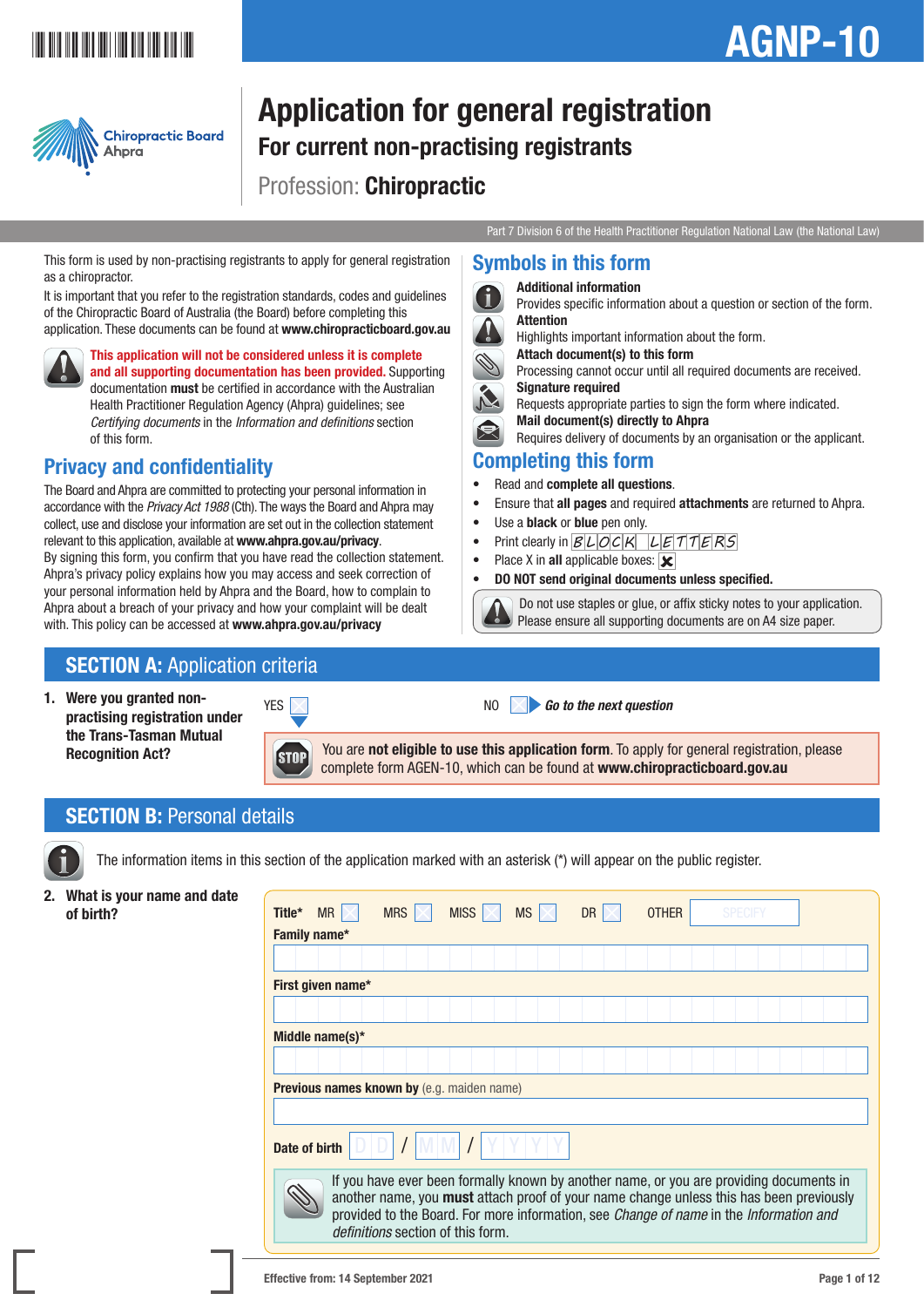# AGNP-10

Chiropractic Board
Ahpra

# Application for general registration

## For current non-practising registrants

Profession: **Chiropractic**

Part 7 Division 6 of the Health Practitioner Regulation National Law (the National Law)

This form is used by non-practising registrants to apply for general registration as a chiropractor.

It is important that you refer to the registration standards, codes and guidelines of the Chiropractic Board of Australia (the Board) before completing this application. These documents can be found at **www.chiropracticboard.gov.au**

**This application will not be considered unless it is complete and all supporting documentation has been provided.** Supporting documentation **must** be certified in accordance with the Australian Health Practitioner Regulation Agency (Ahpra) guidelines; see *Certifying documents* in the *Information and definitions* section of this form.

## Privacy and confidentiality

The Board and Ahpra are committed to protecting your personal information in accordance with the *Privacy Act 1988* (Cth). The ways the Board and Ahpra may collect, use and disclose your information are set out in the collection statement relevant to this application, available at **www.ahpra.gov.au/privacy**.

By signing this form, you confirm that you have read the collection statement. Ahpra's privacy policy explains how you may access and seek correction of your personal information held by Ahpra and the Board, how to complain to Ahpra about a breach of your privacy and how your complaint will be dealt with. This policy can be accessed at **www.ahpra.gov.au/privacy**

## Symbols in this form

**Additional information**
Provides specific information about a question or section of the form.

**Attention**
Highlights important information about the form.

**Attach document(s) to this form**
Processing cannot occur until all required documents are received.

**Signature required**
Requests appropriate parties to sign the form where indicated.

**Mail document(s) directly to Ahpra**
Requires delivery of documents by an organisation or the applicant.

## Completing this form

- Read and **complete all questions**.
- Ensure that **all pages** and required **attachments** are returned to Ahpra.
- Use a **black** or **blue** pen only.
- Print clearly in BLOCK LETTERS
- Place X in **all** applicable boxes: ☒
- **DO NOT send original documents unless specified.**

Do not use staples or glue, or affix sticky notes to your application. Please ensure all supporting documents are on A4 size paper.

## SECTION A: Application criteria

**1. Were you granted non-practising registration under the Trans-Tasman Mutual Recognition Act?**

YES ☐ NO ☐ ***Go to the next question***

STOP You are **not eligible to use this application form**. To apply for general registration, please complete form AGEN-10, which can be found at **www.chiropracticboard.gov.au**

## SECTION B: Personal details

The information items in this section of the application marked with an asterisk (*) will appear on the public register.

**2. What is your name and date of birth?**

**Title*** MR ☐ MRS ☐ MISS ☐ MS ☐ DR ☐ OTHER ☐ SPECIFY

**Family name***

**First given name***

**Middle name(s)***

**Previous names known by** (e.g. maiden name)

**Date of birth** DD / MM / YYYY

If you have ever been formally known by another name, or you are providing documents in another name, you **must** attach proof of your name change unless this has been previously provided to the Board. For more information, see *Change of name* in the *Information and definitions* section of this form.

Effective from: 14 September 2021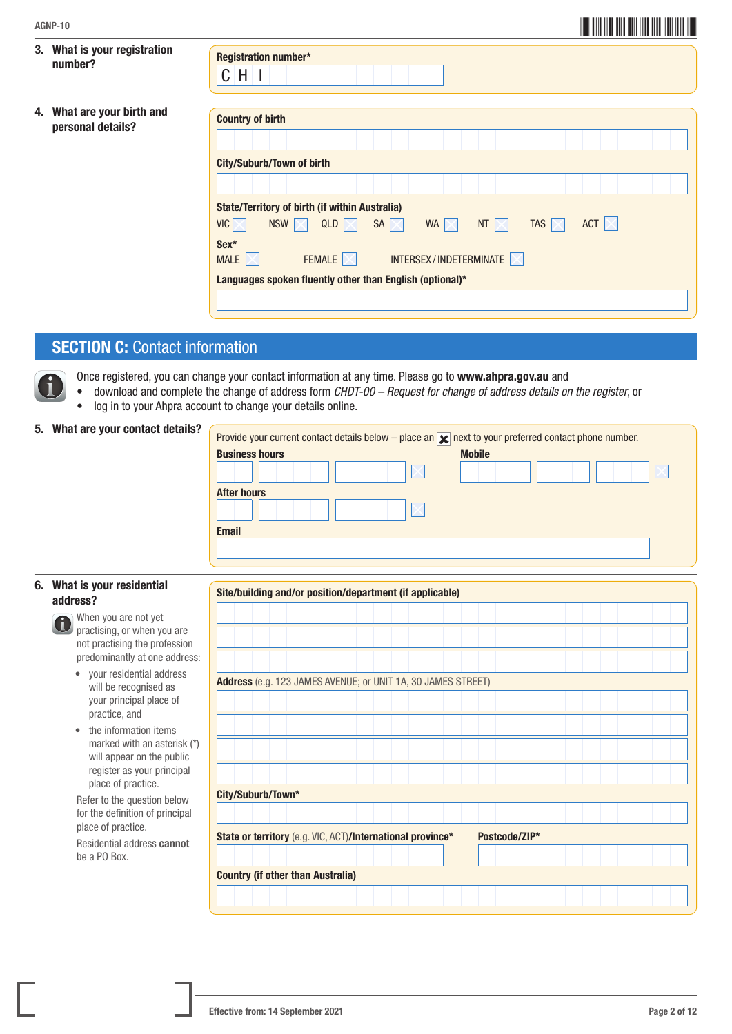**3. What is your registration number?**

**Registration number***

C H I

**4. What are your birth and personal details?**

**Country of birth**

**City/Suburb/Town of birth**

**State/Territory of birth (if within Australia)**

VIC ☐ NSW ☐ QLD ☐ SA ☐ WA ☐ NT ☐ TAS ☐ ACT ☐

**Sex***

MALE ☐ FEMALE ☐ INTERSEX / INDETERMINATE ☐

**Languages spoken fluently other than English (optional)***

## SECTION C: Contact information

Once registered, you can change your contact information at any time. Please go to **www.ahpra.gov.au** and

- download and complete the change of address form *CHDT-00 – Request for change of address details on the register*, or
- log in to your Ahpra account to change your details online.

**5. What are your contact details?**

Provide your current contact details below – place an ☒ next to your preferred contact phone number.

**Business hours** ☐

**Mobile** ☐

**After hours** ☐

**Email**

**6. What is your residential address?**

When you are not yet practising, or when you are not practising the profession predominantly at one address:

- your residential address will be recognised as your principal place of practice, and
- the information items marked with an asterisk (*) will appear on the public register as your principal place of practice.

Refer to the question below for the definition of principal place of practice.

Residential address **cannot** be a PO Box.

**Site/building and/or position/department (if applicable)**

**Address** (e.g. 123 JAMES AVENUE; or UNIT 1A, 30 JAMES STREET)

**City/Suburb/Town***

**State or territory** (e.g. VIC, ACT)**/International province***

**Postcode/ZIP***

**Country (if other than Australia)**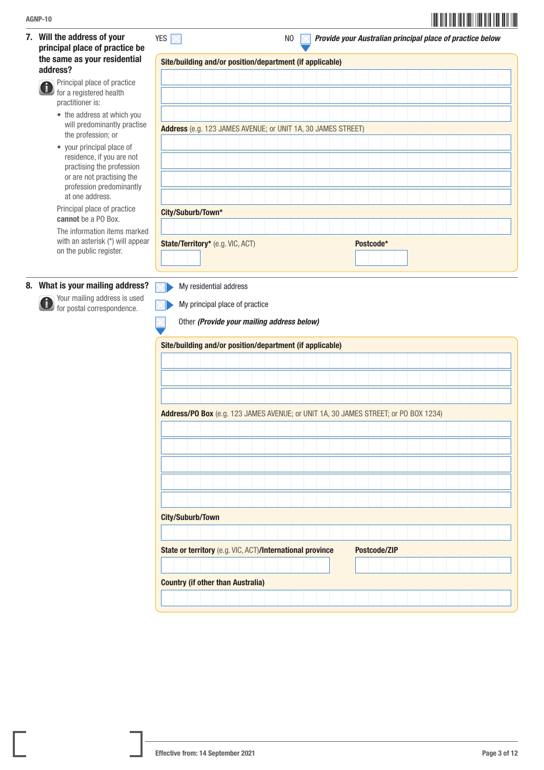**7. Will the address of your principal place of practice be the same as your residential address?**

Principal place of practice for a registered health practitioner is:

- the address at which you will predominantly practise the profession; or
- your principal place of residence, if you are not practising the profession or are not practising the profession predominantly at one address.

Principal place of practice **cannot** be a PO Box.

The information items marked with an asterisk (*) will appear on the public register.

YES ☐ NO ☐ ***Provide your Australian principal place of practice below***

**Site/building and/or position/department (if applicable)**

**Address** (e.g. 123 JAMES AVENUE; or UNIT 1A, 30 JAMES STREET)

**City/Suburb/Town***

**State/Territory*** (e.g. VIC, ACT) **Postcode***

**8. What is your mailing address?**

Your mailing address is used for postal correspondence.

☐ My residential address

☐ My principal place of practice

☐ Other ***(Provide your mailing address below)***

**Site/building and/or position/department (if applicable)**

**Address/PO Box** (e.g. 123 JAMES AVENUE; or UNIT 1A, 30 JAMES STREET; or PO BOX 1234)

**City/Suburb/Town**

**State or territory** (e.g. VIC, ACT)**/International province** **Postcode/ZIP**

**Country (if other than Australia)**

Effective from: 14 September 2021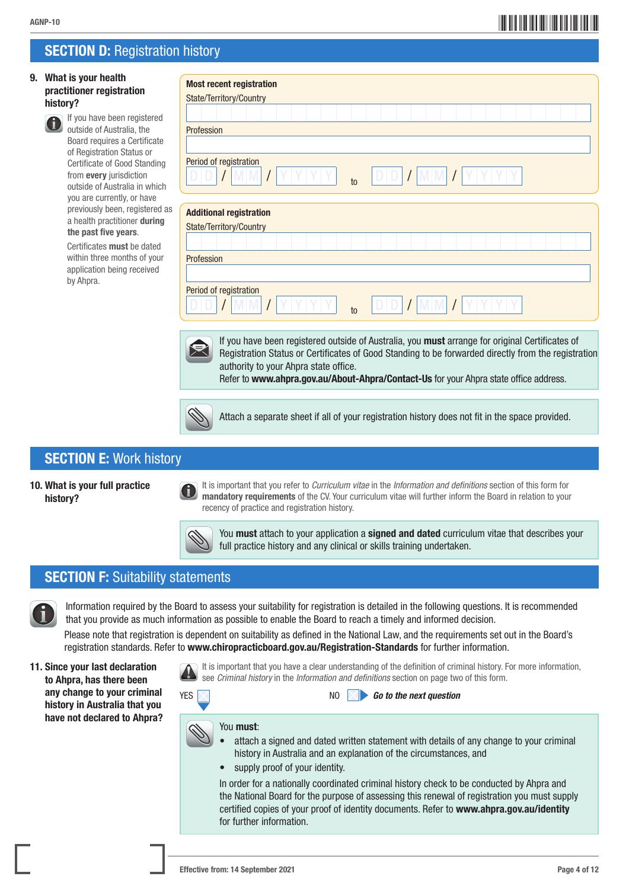## SECTION D: Registration history

**9. What is your health practitioner registration history?**

If you have been registered outside of Australia, the Board requires a Certificate of Registration Status or Certificate of Good Standing from **every** jurisdiction outside of Australia in which you are currently, or have previously been, registered as a health practitioner **during the past five years**.

Certificates **must** be dated within three months of your application being received by Ahpra.

**Most recent registration**

State/Territory/Country

Profession

Period of registration

D D / M M / Y Y Y Y to D D / M M / Y Y Y Y

**Additional registration**

State/Territory/Country

Profession

Period of registration

D D / M M / Y Y Y Y to D D / M M / Y Y Y Y

If you have been registered outside of Australia, you **must** arrange for original Certificates of Registration Status or Certificates of Good Standing to be forwarded directly from the registration authority to your Ahpra state office.
Refer to **www.ahpra.gov.au/About-Ahpra/Contact-Us** for your Ahpra state office address.

Attach a separate sheet if all of your registration history does not fit in the space provided.

## SECTION E: Work history

**10. What is your full practice history?**

It is important that you refer to *Curriculum vitae* in the *Information and definitions* section of this form for **mandatory requirements** of the CV. Your curriculum vitae will further inform the Board in relation to your recency of practice and registration history.

You **must** attach to your application a **signed and dated** curriculum vitae that describes your full practice history and any clinical or skills training undertaken.

## SECTION F: Suitability statements

Information required by the Board to assess your suitability for registration is detailed in the following questions. It is recommended that you provide as much information as possible to enable the Board to reach a timely and informed decision.

Please note that registration is dependent on suitability as defined in the National Law, and the requirements set out in the Board's registration standards. Refer to **www.chiropracticboard.gov.au/Registration-Standards** for further information.

**11. Since your last declaration to Ahpra, has there been any change to your criminal history in Australia that you have not declared to Ahpra?**

It is important that you have a clear understanding of the definition of criminal history. For more information, see *Criminal history* in the *Information and definitions* section on page two of this form.

YES ☐ NO ☐ ***Go to the next question***

You **must**:

- attach a signed and dated written statement with details of any change to your criminal history in Australia and an explanation of the circumstances, and
- supply proof of your identity.

In order for a nationally coordinated criminal history check to be conducted by Ahpra and the National Board for the purpose of assessing this renewal of registration you must supply certified copies of your proof of identity documents. Refer to **www.ahpra.gov.au/identity** for further information.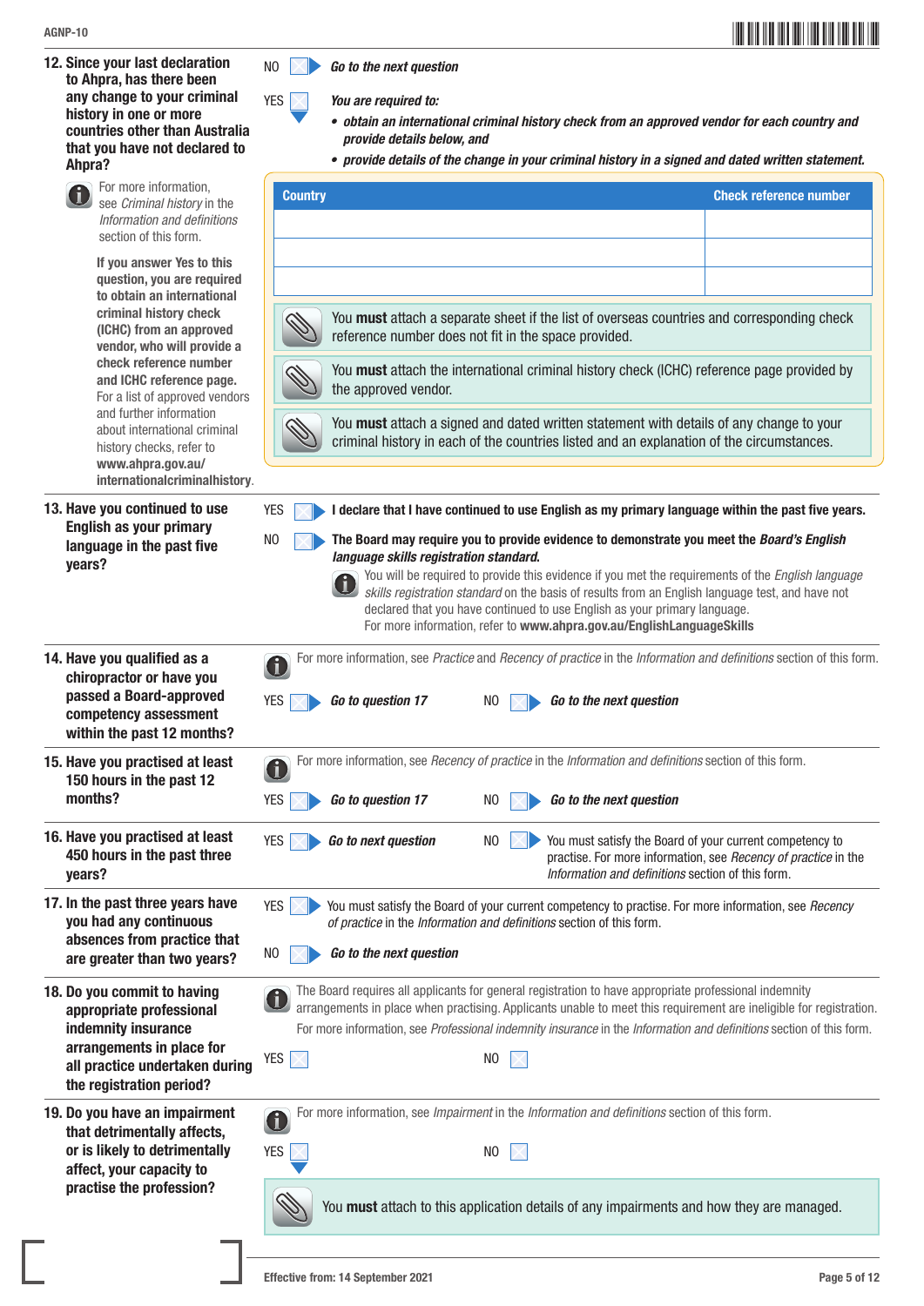**12. Since your last declaration to Ahpra, has there been any change to your criminal history in one or more countries other than Australia that you have not declared to Ahpra?**

For more information, see *Criminal history* in the *Information and definitions* section of this form.

**If you answer Yes to this question, you are required to obtain an international criminal history check (ICHC) from an approved vendor, who will provide a check reference number and ICHC reference page.** For a list of approved vendors and further information about international criminal history checks, refer to **www.ahpra.gov.au/internationalcriminalhistory**.

NO ☐ ***Go to the next question***

YES ☐ ***You are required to:***

- ***obtain an international criminal history check from an approved vendor for each country and provide details below, and***
- ***provide details of the change in your criminal history in a signed and dated written statement.***

| Country | Check reference number |
|---|---|
| | |
| | |
| | |

You **must** attach a separate sheet if the list of overseas countries and corresponding check reference number does not fit in the space provided.

You **must** attach the international criminal history check (ICHC) reference page provided by the approved vendor.

You **must** attach a signed and dated written statement with details of any change to your criminal history in each of the countries listed and an explanation of the circumstances.

**13. Have you continued to use English as your primary language in the past five years?**

YES ☐ **I declare that I have continued to use English as my primary language within the past five years.**

NO ☐ **The Board may require you to provide evidence to demonstrate you meet the *Board's English language skills registration standard*.**

You will be required to provide this evidence if you met the requirements of the *English language skills registration standard* on the basis of results from an English language test, and have not declared that you have continued to use English as your primary language.
For more information, refer to **www.ahpra.gov.au/EnglishLanguageSkills**

**14. Have you qualified as a chiropractor or have you passed a Board-approved competency assessment within the past 12 months?**

For more information, see *Practice* and *Recency of practice* in the *Information and definitions* section of this form.

YES ☐ ***Go to question 17*** NO ☐ ***Go to the next question***

**15. Have you practised at least 150 hours in the past 12 months?**

For more information, see *Recency of practice* in the *Information and definitions* section of this form.

YES ☐ ***Go to question 17*** NO ☐ ***Go to the next question***

**16. Have you practised at least 450 hours in the past three years?**

YES ☐ ***Go to next question***

NO ☐ You must satisfy the Board of your current competency to practise. For more information, see *Recency of practice* in the *Information and definitions* section of this form.

**17. In the past three years have you had any continuous absences from practice that are greater than two years?**

YES ☐ You must satisfy the Board of your current competency to practise. For more information, see *Recency of practice* in the *Information and definitions* section of this form.

NO ☐ ***Go to the next question***

**18. Do you commit to having appropriate professional indemnity insurance arrangements in place for all practice undertaken during the registration period?**

The Board requires all applicants for general registration to have appropriate professional indemnity arrangements in place when practising. Applicants unable to meet this requirement are ineligible for registration.
For more information, see *Professional indemnity insurance* in the *Information and definitions* section of this form.

YES ☐ NO ☐

**19. Do you have an impairment that detrimentally affects, or is likely to detrimentally affect, your capacity to practise the profession?**

For more information, see *Impairment* in the *Information and definitions* section of this form.

YES ☐ NO ☐

You **must** attach to this application details of any impairments and how they are managed.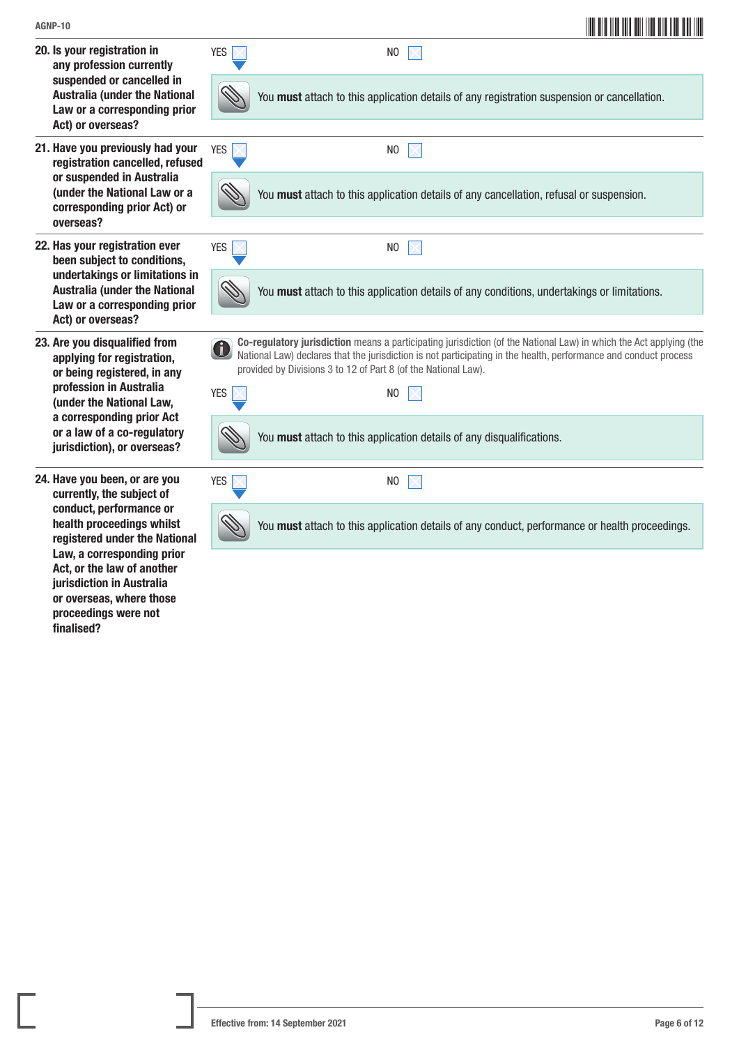**20. Is your registration in any profession currently suspended or cancelled in Australia (under the National Law or a corresponding prior Act) or overseas?**

YES ☐ NO ☐

You **must** attach to this application details of any registration suspension or cancellation.

**21. Have you previously had your registration cancelled, refused or suspended in Australia (under the National Law or a corresponding prior Act) or overseas?**

YES ☐ NO ☐

You **must** attach to this application details of any cancellation, refusal or suspension.

**22. Has your registration ever been subject to conditions, undertakings or limitations in Australia (under the National Law or a corresponding prior Act) or overseas?**

YES ☐ NO ☐

You **must** attach to this application details of any conditions, undertakings or limitations.

**23. Are you disqualified from applying for registration, or being registered, in any profession in Australia (under the National Law, a corresponding prior Act or a law of a co-regulatory jurisdiction), or overseas?**

**Co-regulatory jurisdiction** means a participating jurisdiction (of the National Law) in which the Act applying (the National Law) declares that the jurisdiction is not participating in the health, performance and conduct process provided by Divisions 3 to 12 of Part 8 (of the National Law).

YES ☐ NO ☐

You **must** attach to this application details of any disqualifications.

**24. Have you been, or are you currently, the subject of conduct, performance or health proceedings whilst registered under the National Law, a corresponding prior Act, or the law of another jurisdiction in Australia or overseas, where those proceedings were not finalised?**

YES ☐ NO ☐

You **must** attach to this application details of any conduct, performance or health proceedings.

Effective from: 14 September 2021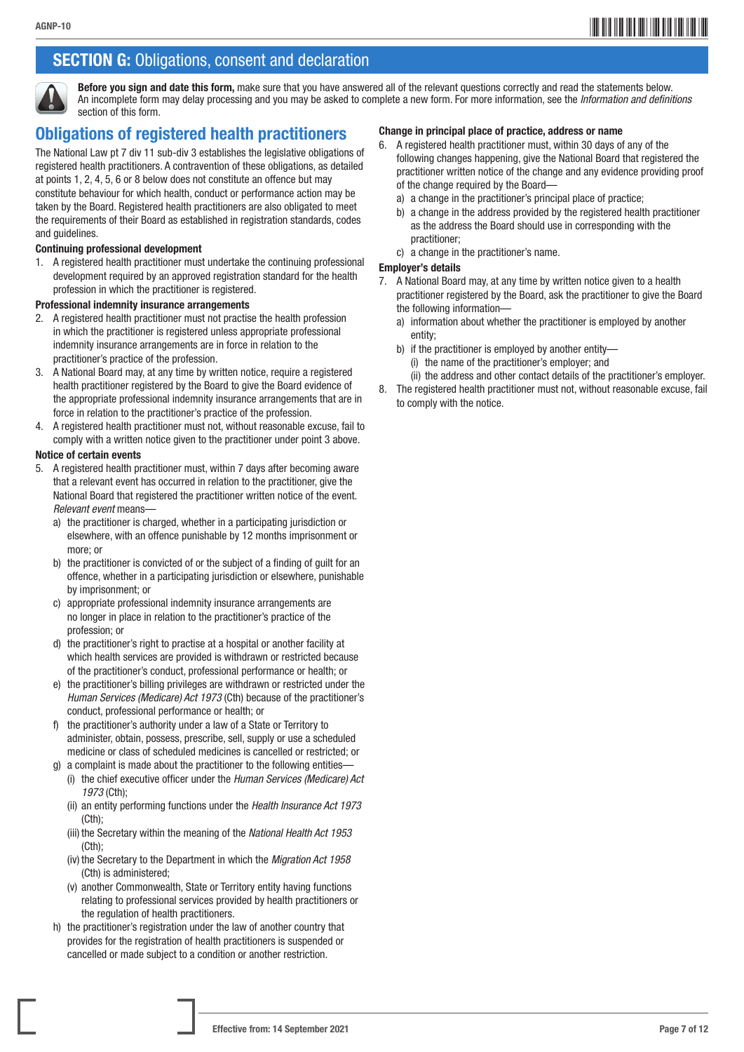## SECTION G: Obligations, consent and declaration

**Before you sign and date this form,** make sure that you have answered all of the relevant questions correctly and read the statements below. An incomplete form may delay processing and you may be asked to complete a new form. For more information, see the *Information and definitions* section of this form.

## Obligations of registered health practitioners

The National Law pt 7 div 11 sub-div 3 establishes the legislative obligations of registered health practitioners. A contravention of these obligations, as detailed at points 1, 2, 4, 5, 6 or 8 below does not constitute an offence but may constitute behaviour for which health, conduct or performance action may be taken by the Board. Registered health practitioners are also obligated to meet the requirements of their Board as established in registration standards, codes and guidelines.

### Continuing professional development

1. A registered health practitioner must undertake the continuing professional development required by an approved registration standard for the health profession in which the practitioner is registered.

### Professional indemnity insurance arrangements

2. A registered health practitioner must not practise the health profession in which the practitioner is registered unless appropriate professional indemnity insurance arrangements are in force in relation to the practitioner's practice of the profession.
3. A National Board may, at any time by written notice, require a registered health practitioner registered by the Board to give the Board evidence of the appropriate professional indemnity insurance arrangements that are in force in relation to the practitioner's practice of the profession.
4. A registered health practitioner must not, without reasonable excuse, fail to comply with a written notice given to the practitioner under point 3 above.

### Notice of certain events

5. A registered health practitioner must, within 7 days after becoming aware that a relevant event has occurred in relation to the practitioner, give the National Board that registered the practitioner written notice of the event. *Relevant event* means—
   a) the practitioner is charged, whether in a participating jurisdiction or elsewhere, with an offence punishable by 12 months imprisonment or more; or
   b) the practitioner is convicted of or the subject of a finding of guilt for an offence, whether in a participating jurisdiction or elsewhere, punishable by imprisonment; or
   c) appropriate professional indemnity insurance arrangements are no longer in place in relation to the practitioner's practice of the profession; or
   d) the practitioner's right to practise at a hospital or another facility at which health services are provided is withdrawn or restricted because of the practitioner's conduct, professional performance or health; or
   e) the practitioner's billing privileges are withdrawn or restricted under the *Human Services (Medicare) Act 1973* (Cth) because of the practitioner's conduct, professional performance or health; or
   f) the practitioner's authority under a law of a State or Territory to administer, obtain, possess, prescribe, sell, supply or use a scheduled medicine or class of scheduled medicines is cancelled or restricted; or
   g) a complaint is made about the practitioner to the following entities—
      (i) the chief executive officer under the *Human Services (Medicare) Act 1973* (Cth);
      (ii) an entity performing functions under the *Health Insurance Act 1973* (Cth);
      (iii) the Secretary within the meaning of the *National Health Act 1953* (Cth);
      (iv) the Secretary to the Department in which the *Migration Act 1958* (Cth) is administered;
      (v) another Commonwealth, State or Territory entity having functions relating to professional services provided by health practitioners or the regulation of health practitioners.
   h) the practitioner's registration under the law of another country that provides for the registration of health practitioners is suspended or cancelled or made subject to a condition or another restriction.

### Change in principal place of practice, address or name

6. A registered health practitioner must, within 30 days of any of the following changes happening, give the National Board that registered the practitioner written notice of the change and any evidence providing proof of the change required by the Board—
   a) a change in the practitioner's principal place of practice;
   b) a change in the address provided by the registered health practitioner as the address the Board should use in corresponding with the practitioner;
   c) a change in the practitioner's name.

### Employer's details

7. A National Board may, at any time by written notice given to a health practitioner registered by the Board, ask the practitioner to give the Board the following information—
   a) information about whether the practitioner is employed by another entity;
   b) if the practitioner is employed by another entity—
      (i) the name of the practitioner's employer; and
      (ii) the address and other contact details of the practitioner's employer.
8. The registered health practitioner must not, without reasonable excuse, fail to comply with the notice.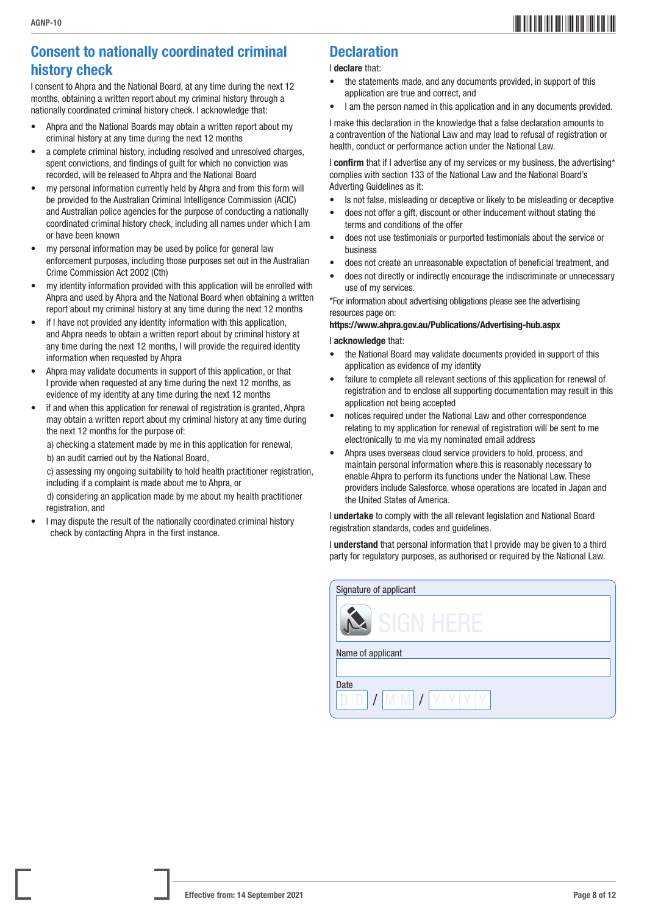## Consent to nationally coordinated criminal history check

I consent to Ahpra and the National Board, at any time during the next 12 months, obtaining a written report about my criminal history through a nationally coordinated criminal history check. I acknowledge that:

- Ahpra and the National Boards may obtain a written report about my criminal history at any time during the next 12 months
- a complete criminal history, including resolved and unresolved charges, spent convictions, and findings of guilt for which no conviction was recorded, will be released to Ahpra and the National Board
- my personal information currently held by Ahpra and from this form will be provided to the Australian Criminal Intelligence Commission (ACIC) and Australian police agencies for the purpose of conducting a nationally coordinated criminal history check, including all names under which I am or have been known
- my personal information may be used by police for general law enforcement purposes, including those purposes set out in the Australian Crime Commission Act 2002 (Cth)
- my identity information provided with this application will be enrolled with Ahpra and used by Ahpra and the National Board when obtaining a written report about my criminal history at any time during the next 12 months
- if I have not provided any identity information with this application, and Ahpra needs to obtain a written report about by criminal history at any time during the next 12 months, I will provide the required identity information when requested by Ahpra
- Ahpra may validate documents in support of this application, or that I provide when requested at any time during the next 12 months, as evidence of my identity at any time during the next 12 months
- if and when this application for renewal of registration is granted, Ahpra may obtain a written report about my criminal history at any time during the next 12 months for the purpose of:

  a) checking a statement made by me in this application for renewal,

  b) an audit carried out by the National Board,

  c) assessing my ongoing suitability to hold health practitioner registration, including if a complaint is made about me to Ahpra, or

  d) considering an application made by me about my health practitioner registration, and
- I may dispute the result of the nationally coordinated criminal history check by contacting Ahpra in the first instance.

## Declaration

I **declare** that:

- the statements made, and any documents provided, in support of this application are true and correct, and
- I am the person named in this application and in any documents provided.

I make this declaration in the knowledge that a false declaration amounts to a contravention of the National Law and may lead to refusal of registration or health, conduct or performance action under the National Law.

I **confirm** that if I advertise any of my services or my business, the advertising* complies with section 133 of the National Law and the National Board's Adverting Guidelines as it:

- Is not false, misleading or deceptive or likely to be misleading or deceptive
- does not offer a gift, discount or other inducement without stating the terms and conditions of the offer
- does not use testimonials or purported testimonials about the service or business
- does not create an unreasonable expectation of beneficial treatment, and
- does not directly or indirectly encourage the indiscriminate or unnecessary use of my services.

*For information about advertising obligations please see the advertising resources page on:

**https://www.ahpra.gov.au/Publications/Advertising-hub.aspx**

I **acknowledge** that:

- the National Board may validate documents provided in support of this application as evidence of my identity
- failure to complete all relevant sections of this application for renewal of registration and to enclose all supporting documentation may result in this application not being accepted
- notices required under the National Law and other correspondence relating to my application for renewal of registration will be sent to me electronically to me via my nominated email address
- Ahpra uses overseas cloud service providers to hold, process, and maintain personal information where this is reasonably necessary to enable Ahpra to perform its functions under the National Law. These providers include Salesforce, whose operations are located in Japan and the United States of America.

I **undertake** to comply with the all relevant legislation and National Board registration standards, codes and guidelines.

I **understand** that personal information that I provide may be given to a third party for regulatory purposes, as authorised or required by the National Law.

Signature of applicant

SIGN HERE

Name of applicant

Date

D D / M M / Y Y Y Y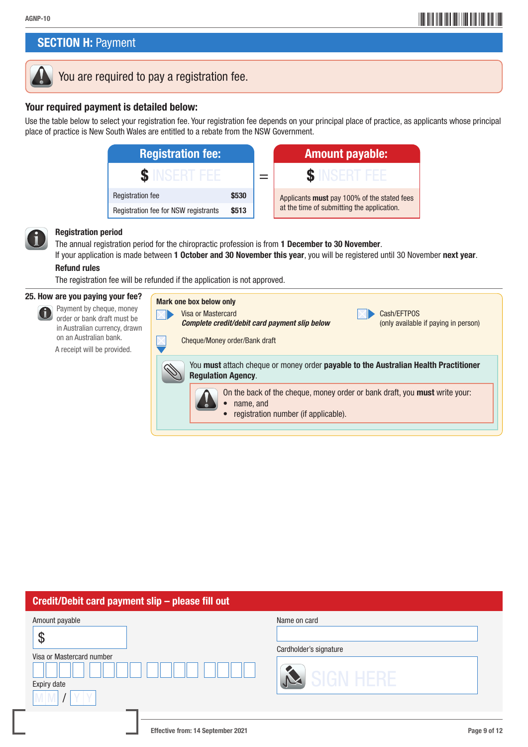## SECTION H: Payment

You are required to pay a registration fee.

### Your required payment is detailed below:

Use the table below to select your registration fee. Your registration fee depends on your principal place of practice, as applicants whose principal place of practice is New South Wales are entitled to a rebate from the NSW Government.

| Registration fee: | | = | Amount payable: |
|---|---|---|---|
| $ INSERT FEE | | | $ INSERT FEE |
| Registration fee | $530 | | Applicants **must** pay 100% of the stated fees at the time of submitting the application. |
| Registration fee for NSW registrants | $513 | | |

**Registration period**

The annual registration period for the chiropractic profession is from **1 December to 30 November**.

If your application is made between **1 October and 30 November this year**, you will be registered until 30 November **next year**.

**Refund rules**

The registration fee will be refunded if the application is not approved.

**25. How are you paying your fee?**

Payment by cheque, money order or bank draft must be in Australian currency, drawn on an Australian bank.

A receipt will be provided.

**Mark one box below only**

- ☐ Visa or Mastercard
  ***Complete credit/debit card payment slip below***
- ☐ Cash/EFTPOS
  (only available if paying in person)
- ☐ Cheque/Money order/Bank draft

You **must** attach cheque or money order **payable to the Australian Health Practitioner Regulation Agency**.

On the back of the cheque, money order or bank draft, you **must** write your:

- name, and
- registration number (if applicable).

## Credit/Debit card payment slip – please fill out

Amount payable
$ ____________

Visa or Mastercard number
☐☐☐☐ ☐☐☐☐ ☐☐☐☐ ☐☐☐☐

Expiry date
M M / Y Y

Name on card
____________

Cardholder's signature
SIGN HERE

Effective from: 14 September 2021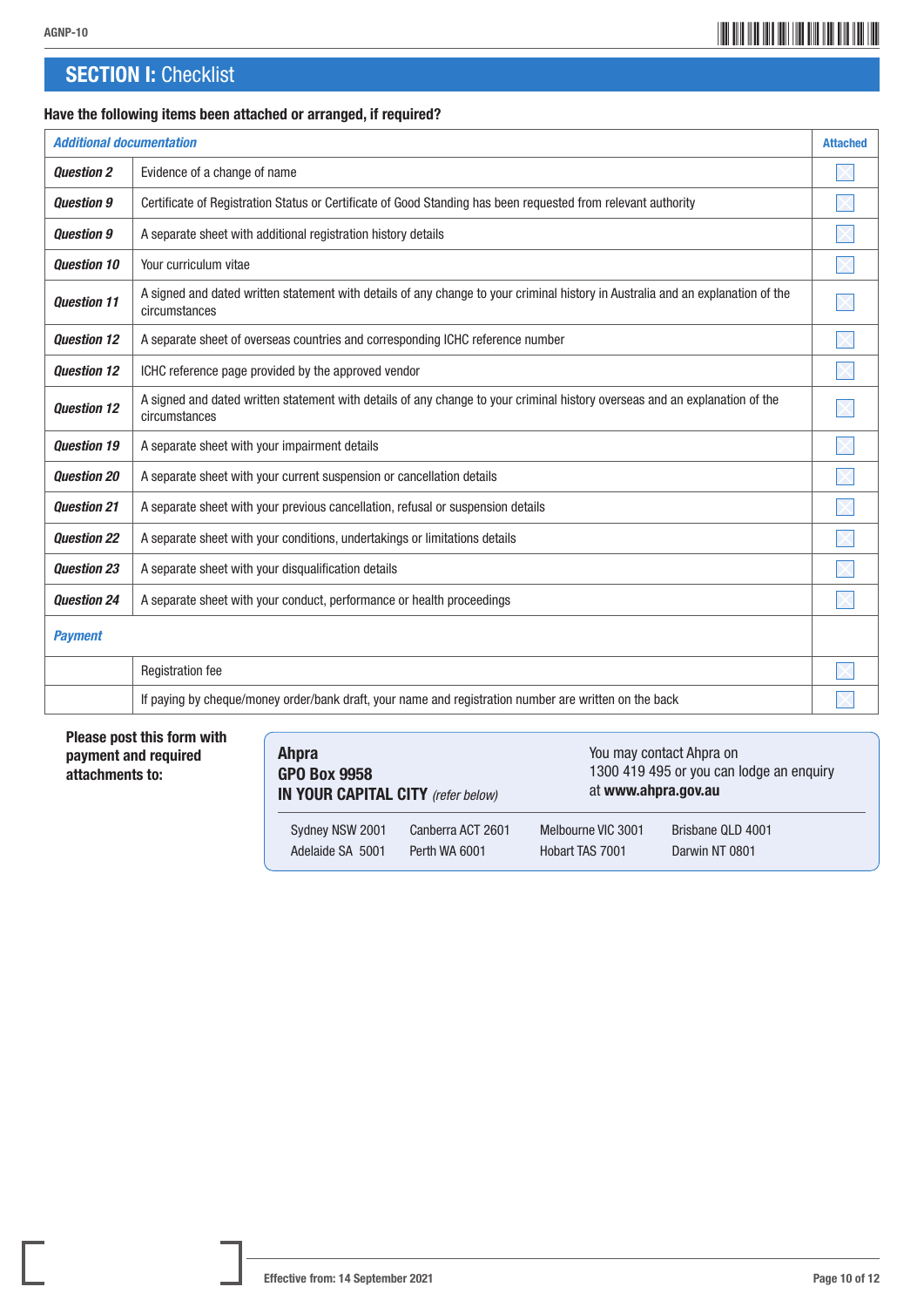## SECTION I: Checklist

**Have the following items been attached or arranged, if required?**

| *Additional documentation* | | Attached |
|---|---|---|
| ***Question 2*** | Evidence of a change of name | ☐ |
| ***Question 9*** | Certificate of Registration Status or Certificate of Good Standing has been requested from relevant authority | ☐ |
| ***Question 9*** | A separate sheet with additional registration history details | ☐ |
| ***Question 10*** | Your curriculum vitae | ☐ |
| ***Question 11*** | A signed and dated written statement with details of any change to your criminal history in Australia and an explanation of the circumstances | ☐ |
| ***Question 12*** | A separate sheet of overseas countries and corresponding ICHC reference number | ☐ |
| ***Question 12*** | ICHC reference page provided by the approved vendor | ☐ |
| ***Question 12*** | A signed and dated written statement with details of any change to your criminal history overseas and an explanation of the circumstances | ☐ |
| ***Question 19*** | A separate sheet with your impairment details | ☐ |
| ***Question 20*** | A separate sheet with your current suspension or cancellation details | ☐ |
| ***Question 21*** | A separate sheet with your previous cancellation, refusal or suspension details | ☐ |
| ***Question 22*** | A separate sheet with your conditions, undertakings or limitations details | ☐ |
| ***Question 23*** | A separate sheet with your disqualification details | ☐ |
| ***Question 24*** | A separate sheet with your conduct, performance or health proceedings | ☐ |
| *Payment* | | |
| | Registration fee | ☐ |
| | If paying by cheque/money order/bank draft, your name and registration number are written on the back | ☐ |

**Please post this form with payment and required attachments to:**

**Ahpra**
**GPO Box 9958**
**IN YOUR CAPITAL CITY** *(refer below)*

You may contact Ahpra on 1300 419 495 or you can lodge an enquiry at **www.ahpra.gov.au**

| | | | |
|---|---|---|---|
| Sydney NSW 2001 | Canberra ACT 2601 | Melbourne VIC 3001 | Brisbane QLD 4001 |
| Adelaide SA 5001 | Perth WA 6001 | Hobart TAS 7001 | Darwin NT 0801 |

**Effective from: 14 September 2021**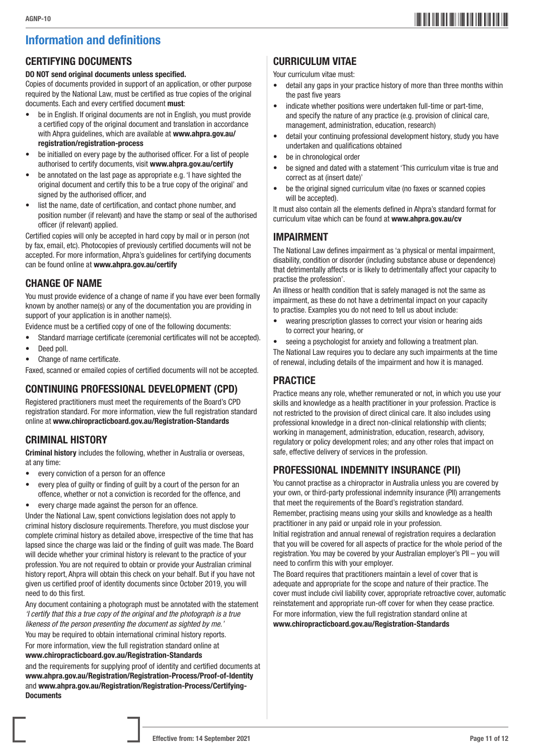# Information and definitions

## CERTIFYING DOCUMENTS

**DO NOT send original documents unless specified.**

Copies of documents provided in support of an application, or other purpose required by the National Law, must be certified as true copies of the original documents. Each and every certified document **must**:

- be in English. If original documents are not in English, you must provide a certified copy of the original document and translation in accordance with Ahpra guidelines, which are available at **www.ahpra.gov.au/registration/registration-process**
- be initialled on every page by the authorised officer. For a list of people authorised to certify documents, visit **www.ahpra.gov.au/certify**
- be annotated on the last page as appropriate e.g. 'I have sighted the original document and certify this to be a true copy of the original' and signed by the authorised officer, and
- list the name, date of certification, and contact phone number, and position number (if relevant) and have the stamp or seal of the authorised officer (if relevant) applied.

Certified copies will only be accepted in hard copy by mail or in person (not by fax, email, etc). Photocopies of previously certified documents will not be accepted. For more information, Ahpra's guidelines for certifying documents can be found online at **www.ahpra.gov.au/certify**

## CHANGE OF NAME

You must provide evidence of a change of name if you have ever been formally known by another name(s) or any of the documentation you are providing in support of your application is in another name(s).

Evidence must be a certified copy of one of the following documents:

- Standard marriage certificate (ceremonial certificates will not be accepted).
- Deed poll.
- Change of name certificate.

Faxed, scanned or emailed copies of certified documents will not be accepted.

## CONTINUING PROFESSIONAL DEVELOPMENT (CPD)

Registered practitioners must meet the requirements of the Board's CPD registration standard. For more information, view the full registration standard online at **www.chiropracticboard.gov.au/Registration-Standards**

## CRIMINAL HISTORY

**Criminal history** includes the following, whether in Australia or overseas, at any time:

- every conviction of a person for an offence
- every plea of guilty or finding of guilt by a court of the person for an offence, whether or not a conviction is recorded for the offence, and
- every charge made against the person for an offence.

Under the National Law, spent convictions legislation does not apply to criminal history disclosure requirements. Therefore, you must disclose your complete criminal history as detailed above, irrespective of the time that has lapsed since the charge was laid or the finding of guilt was made. The Board will decide whether your criminal history is relevant to the practice of your profession. You are not required to obtain or provide your Australian criminal history report, Ahpra will obtain this check on your behalf. But if you have not given us certified proof of identity documents since October 2019, you will need to do this first.

Any document containing a photograph must be annotated with the statement *'I certify that this a true copy of the original and the photograph is a true likeness of the person presenting the document as sighted by me.'*

You may be required to obtain international criminal history reports.

For more information, view the full registration standard online at **www.chiropracticboard.gov.au/Registration-Standards**

and the requirements for supplying proof of identity and certified documents at **www.ahpra.gov.au/Registration/Registration-Process/Proof-of-Identity** and **www.ahpra.gov.au/Registration/Registration-Process/Certifying-Documents**

## CURRICULUM VITAE

Your curriculum vitae must:

- detail any gaps in your practice history of more than three months within the past five years
- indicate whether positions were undertaken full-time or part-time, and specify the nature of any practice (e.g. provision of clinical care, management, administration, education, research)
- detail your continuing professional development history, study you have undertaken and qualifications obtained
- be in chronological order
- be signed and dated with a statement 'This curriculum vitae is true and correct as at (insert date)'
- be the original signed curriculum vitae (no faxes or scanned copies will be accepted).

It must also contain all the elements defined in Ahpra's standard format for curriculum vitae which can be found at **www.ahpra.gov.au/cv**

## IMPAIRMENT

The National Law defines impairment as 'a physical or mental impairment, disability, condition or disorder (including substance abuse or dependence) that detrimentally affects or is likely to detrimentally affect your capacity to practise the profession'.

An illness or health condition that is safely managed is not the same as impairment, as these do not have a detrimental impact on your capacity to practise. Examples you do not need to tell us about include:

- wearing prescription glasses to correct your vision or hearing aids to correct your hearing, or
- seeing a psychologist for anxiety and following a treatment plan.

The National Law requires you to declare any such impairments at the time of renewal, including details of the impairment and how it is managed.

## PRACTICE

Practice means any role, whether remunerated or not, in which you use your skills and knowledge as a health practitioner in your profession. Practice is not restricted to the provision of direct clinical care. It also includes using professional knowledge in a direct non-clinical relationship with clients; working in management, administration, education, research, advisory, regulatory or policy development roles; and any other roles that impact on safe, effective delivery of services in the profession.

## PROFESSIONAL INDEMNITY INSURANCE (PII)

You cannot practise as a chiropractor in Australia unless you are covered by your own, or third-party professional indemnity insurance (PII) arrangements that meet the requirements of the Board's registration standard.

Remember, practising means using your skills and knowledge as a health practitioner in any paid or unpaid role in your profession.

Initial registration and annual renewal of registration requires a declaration that you will be covered for all aspects of practice for the whole period of the registration. You may be covered by your Australian employer's PII – you will need to confirm this with your employer.

The Board requires that practitioners maintain a level of cover that is adequate and appropriate for the scope and nature of their practice. The cover must include civil liability cover, appropriate retroactive cover, automatic reinstatement and appropriate run-off cover for when they cease practice.

For more information, view the full registration standard online at **www.chiropracticboard.gov.au/Registration-Standards**

Effective from: 14 September 2021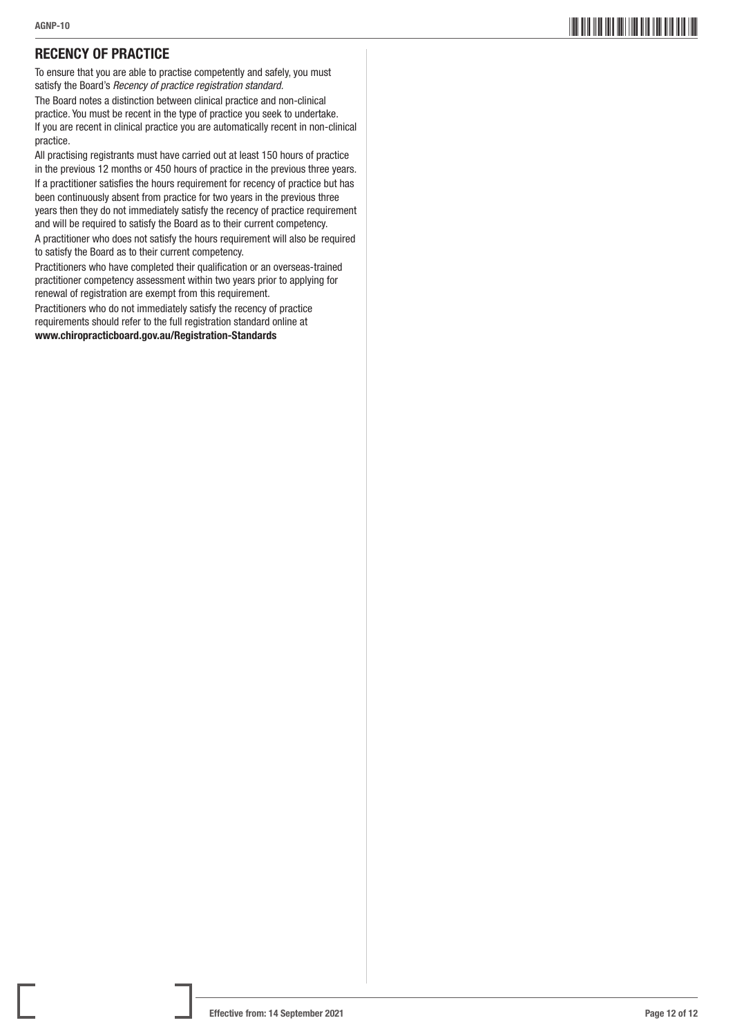## RECENCY OF PRACTICE

To ensure that you are able to practise competently and safely, you must satisfy the Board's *Recency of practice registration standard.*

The Board notes a distinction between clinical practice and non-clinical practice. You must be recent in the type of practice you seek to undertake. If you are recent in clinical practice you are automatically recent in non-clinical practice.

All practising registrants must have carried out at least 150 hours of practice in the previous 12 months or 450 hours of practice in the previous three years.

If a practitioner satisfies the hours requirement for recency of practice but has been continuously absent from practice for two years in the previous three years then they do not immediately satisfy the recency of practice requirement and will be required to satisfy the Board as to their current competency.

A practitioner who does not satisfy the hours requirement will also be required to satisfy the Board as to their current competency.

Practitioners who have completed their qualification or an overseas-trained practitioner competency assessment within two years prior to applying for renewal of registration are exempt from this requirement.

Practitioners who do not immediately satisfy the recency of practice requirements should refer to the full registration standard online at **www.chiropracticboard.gov.au/Registration-Standards**